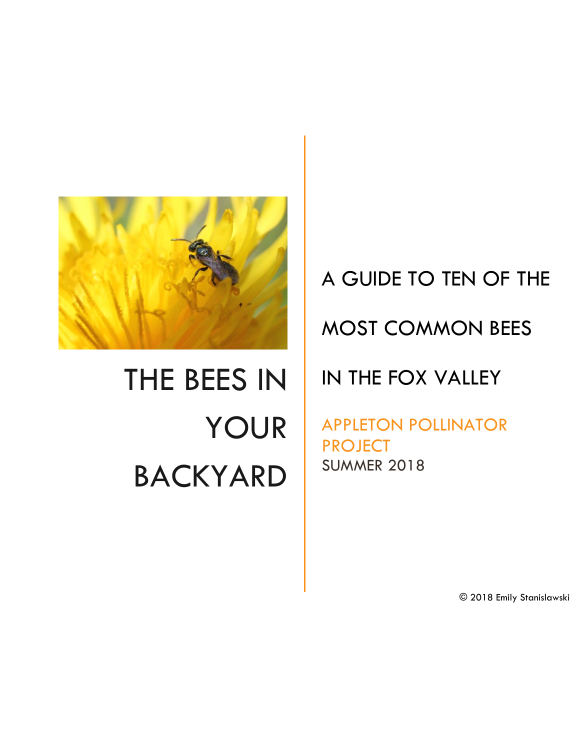# THE BEES IN YOUR BACKYARD

## A GUIDE TO TEN OF THE MOST COMMON BEES IN THE FOX VALLEY

APPLETON POLLINATOR PROJECT

SUMMER 2018

© 2018 Emily Stanislawski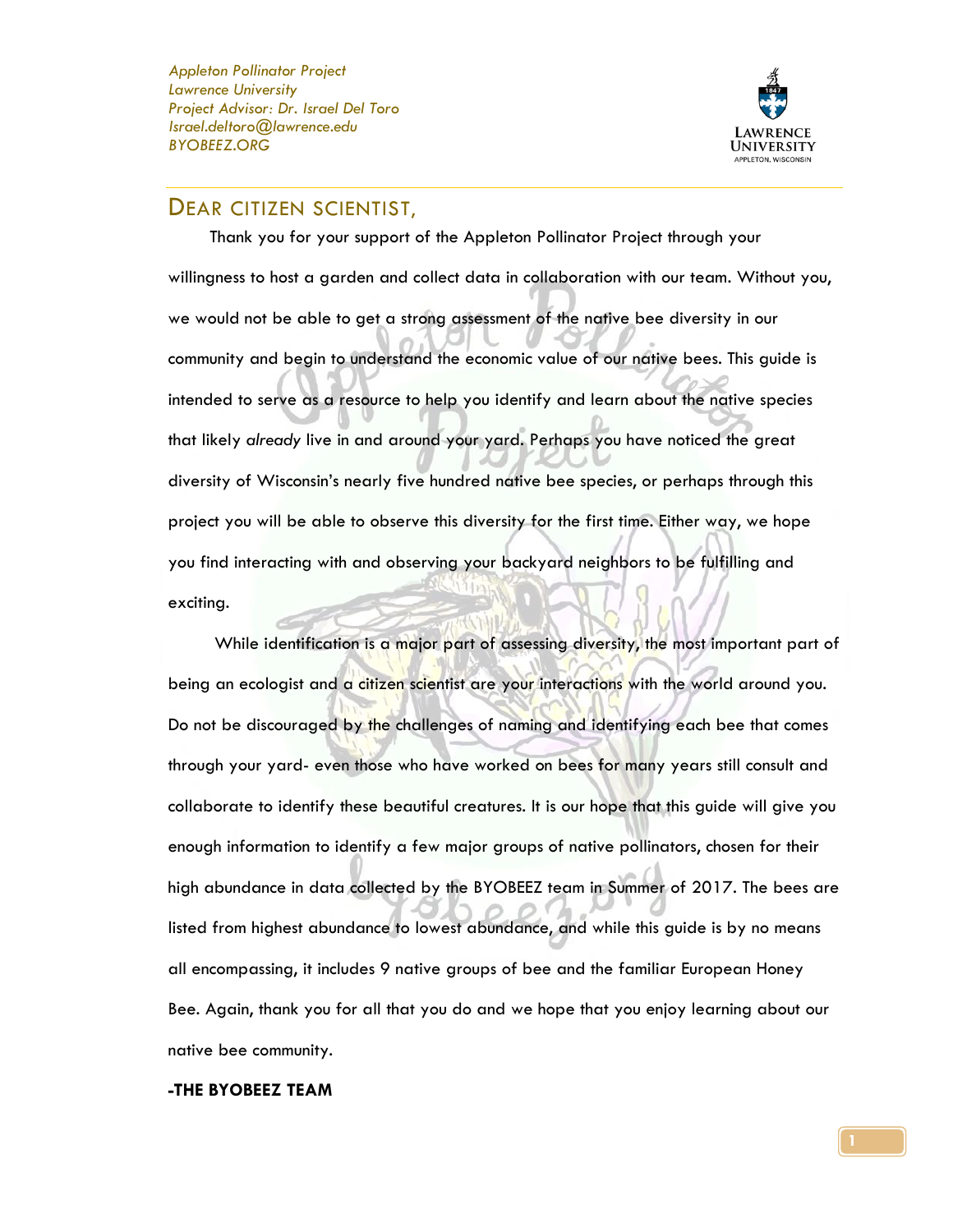*Appleton Pollinator Project*
*Lawrence University*
*Project Advisor: Dr. Israel Del Toro*
*Israel.deltoro@lawrence.edu*
*BYOBEEZ.ORG*

## DEAR CITIZEN SCIENTIST,

Thank you for your support of the Appleton Pollinator Project through your willingness to host a garden and collect data in collaboration with our team. Without you, we would not be able to get a strong assessment of the native bee diversity in our community and begin to understand the economic value of our native bees. This guide is intended to serve as a resource to help you identify and learn about the native species that likely *already* live in and around your yard. Perhaps you have noticed the great diversity of Wisconsin's nearly five hundred native bee species, or perhaps through this project you will be able to observe this diversity for the first time. Either way, we hope you find interacting with and observing your backyard neighbors to be fulfilling and exciting.

While identification is a major part of assessing diversity, the most important part of being an ecologist and a citizen scientist are your interactions with the world around you. Do not be discouraged by the challenges of naming and identifying each bee that comes through your yard- even those who have worked on bees for many years still consult and collaborate to identify these beautiful creatures. It is our hope that this guide will give you enough information to identify a few major groups of native pollinators, chosen for their high abundance in data collected by the BYOBEEZ team in Summer of 2017. The bees are listed from highest abundance to lowest abundance, and while this guide is by no means all encompassing, it includes 9 native groups of bee and the familiar European Honey Bee. Again, thank you for all that you do and we hope that you enjoy learning about our native bee community.

**-THE BYOBEEZ TEAM**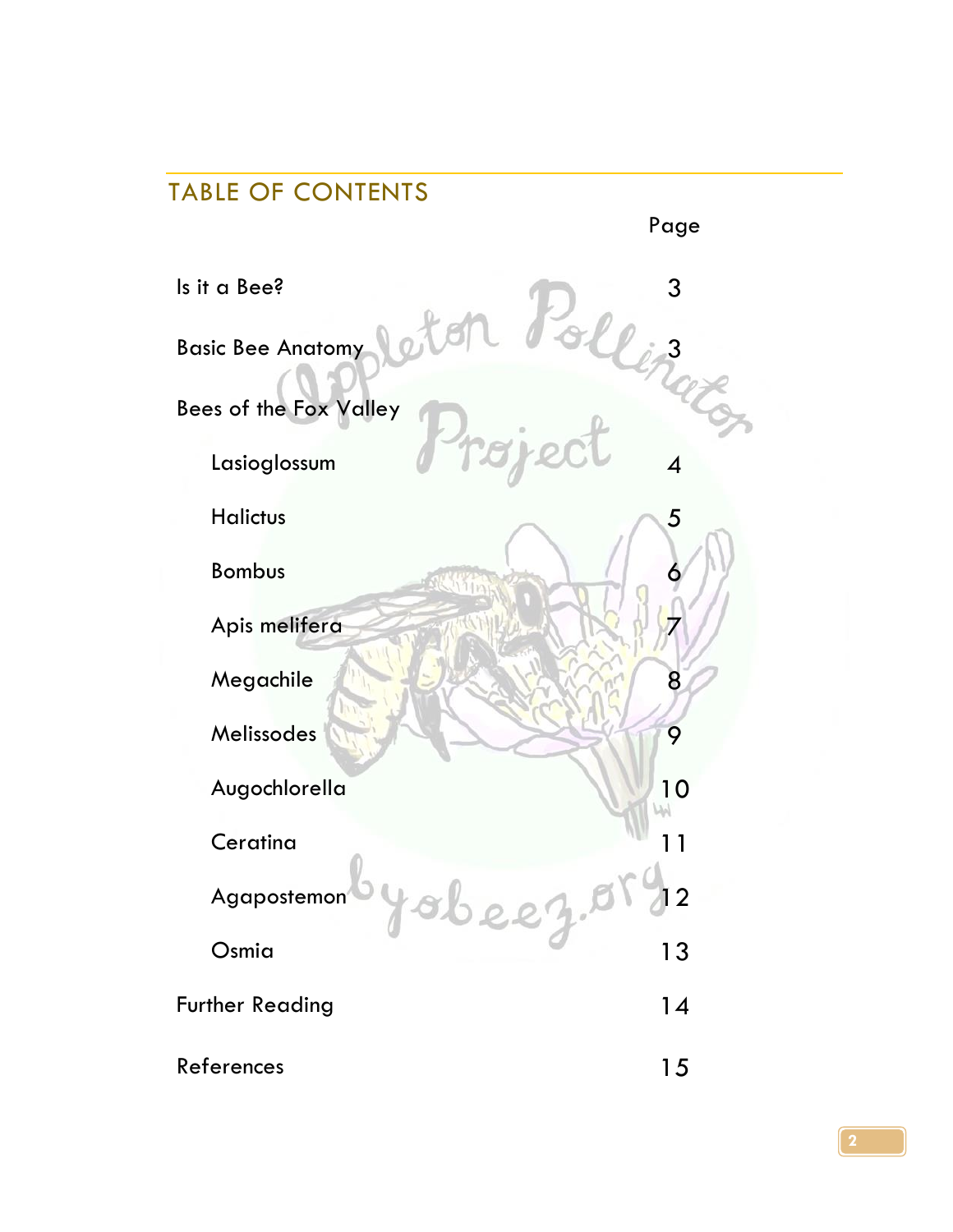## TABLE OF CONTENTS

| | Page |
|---|---|
| Is it a Bee? | 3 |
| Basic Bee Anatomy | 3 |
| Bees of the Fox Valley | |
| Lasioglossum | 4 |
| Halictus | 5 |
| Bombus | 6 |
| Apis melifera | 7 |
| Megachile | 8 |
| Melissodes | 9 |
| Augochlorella | 10 |
| Ceratina | 11 |
| Agapostemon | 12 |
| Osmia | 13 |
| Further Reading | 14 |
| References | 15 |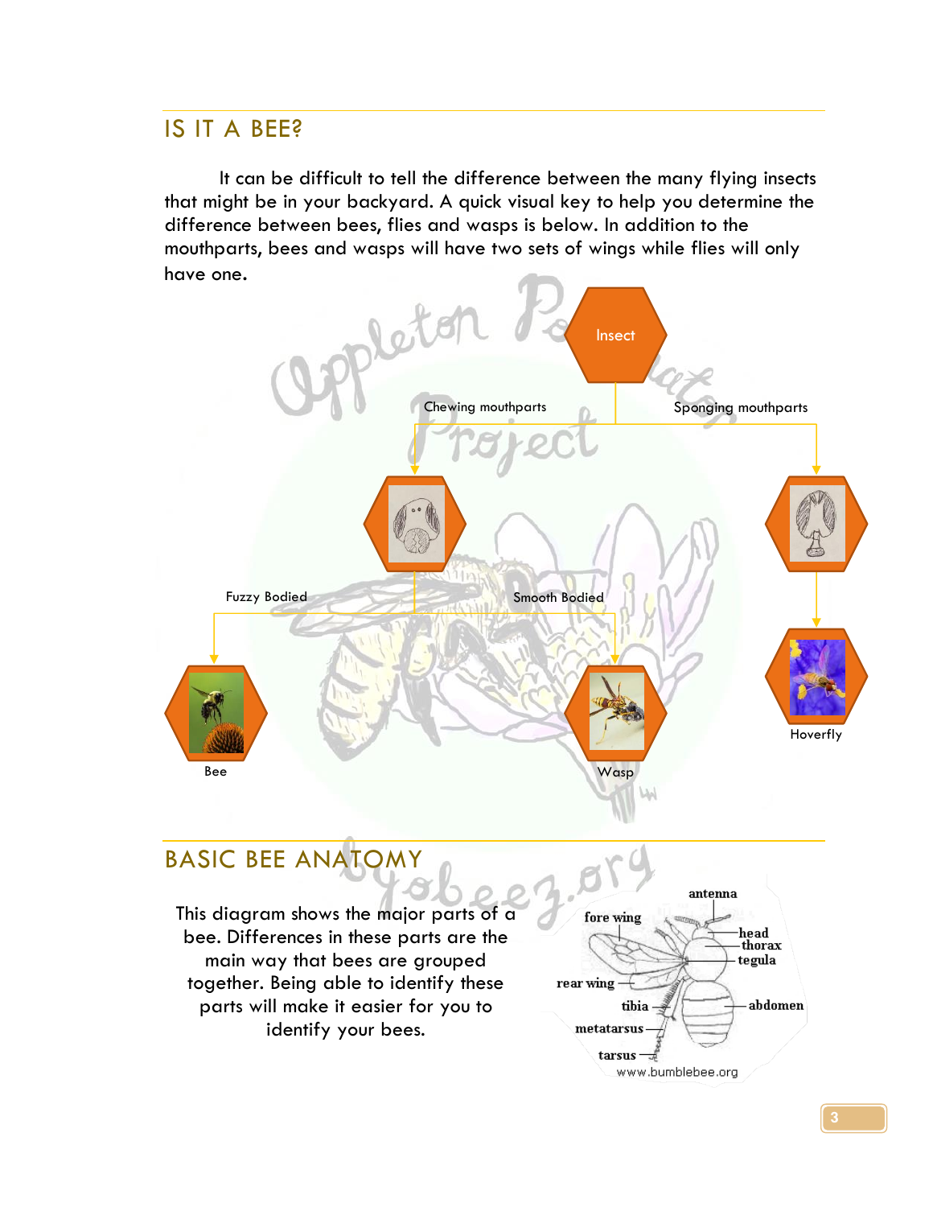## IS IT A BEE?

It can be difficult to tell the difference between the many flying insects that might be in your backyard. A quick visual key to help you determine the difference between bees, flies and wasps is below. In addition to the mouthparts, bees and wasps will have two sets of wings while flies will only have one.

Insect

Chewing mouthparts

Sponging mouthparts

Fuzzy Bodied

Smooth Bodied

Bee

Wasp

Hoverfly

## BASIC BEE ANATOMY

This diagram shows the major parts of a bee. Differences in these parts are the main way that bees are grouped together. Being able to identify these parts will make it easier for you to identify your bees.

antenna

fore wing

head

thorax

tegula

rear wing

tibia

abdomen

metatarsus

tarsus

www.bumblebee.org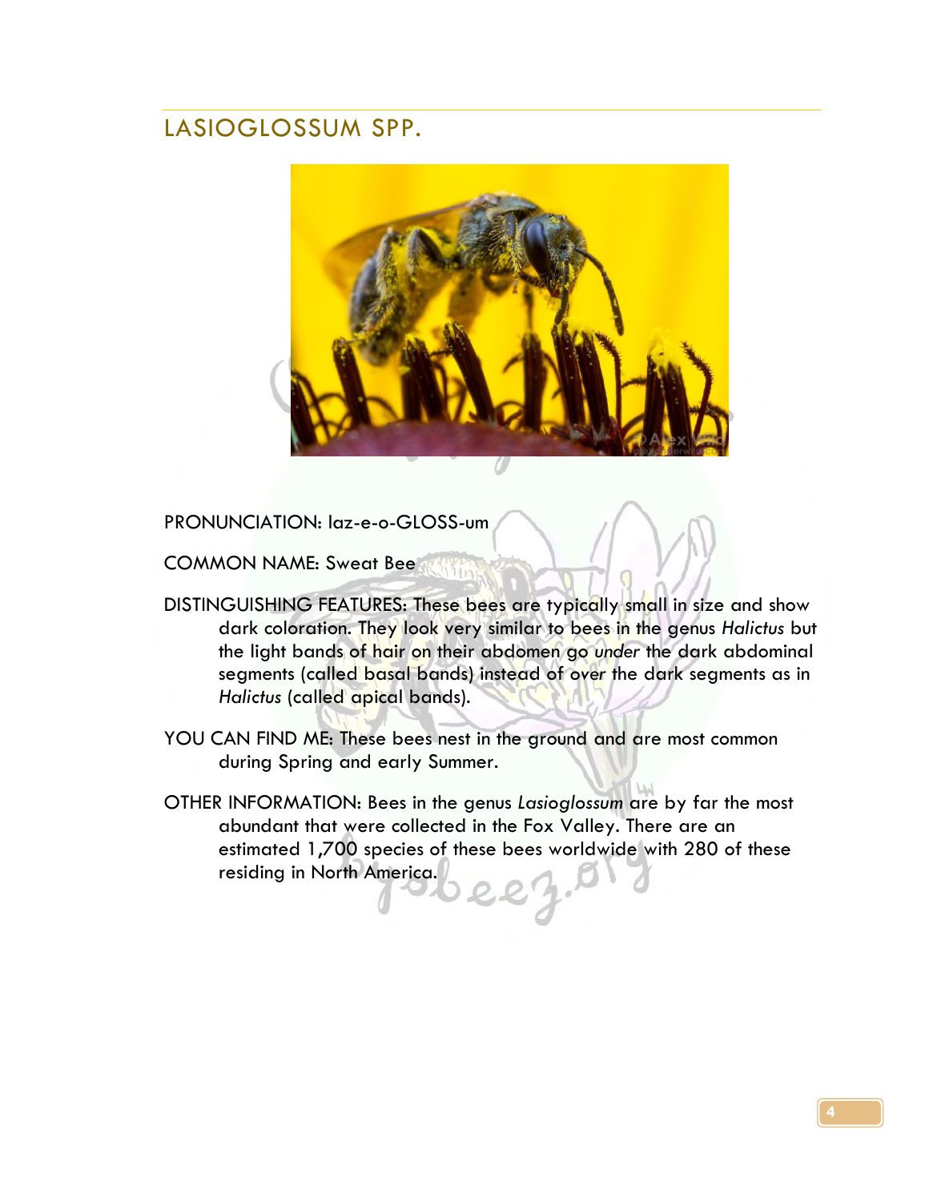## LASIOGLOSSUM SPP.

PRONUNCIATION: laz-e-o-GLOSS-um

COMMON NAME: Sweat Bee

DISTINGUISHING FEATURES: These bees are typically small in size and show dark coloration. They look very similar to bees in the genus *Halictus* but the light bands of hair on their abdomen go *under* the dark abdominal segments (called basal bands) instead of over the dark segments as in *Halictus* (called apical bands).

YOU CAN FIND ME: These bees nest in the ground and are most common during Spring and early Summer.

OTHER INFORMATION: Bees in the genus *Lasioglossum* are by far the most abundant that were collected in the Fox Valley. There are an estimated 1,700 species of these bees worldwide with 280 of these residing in North America.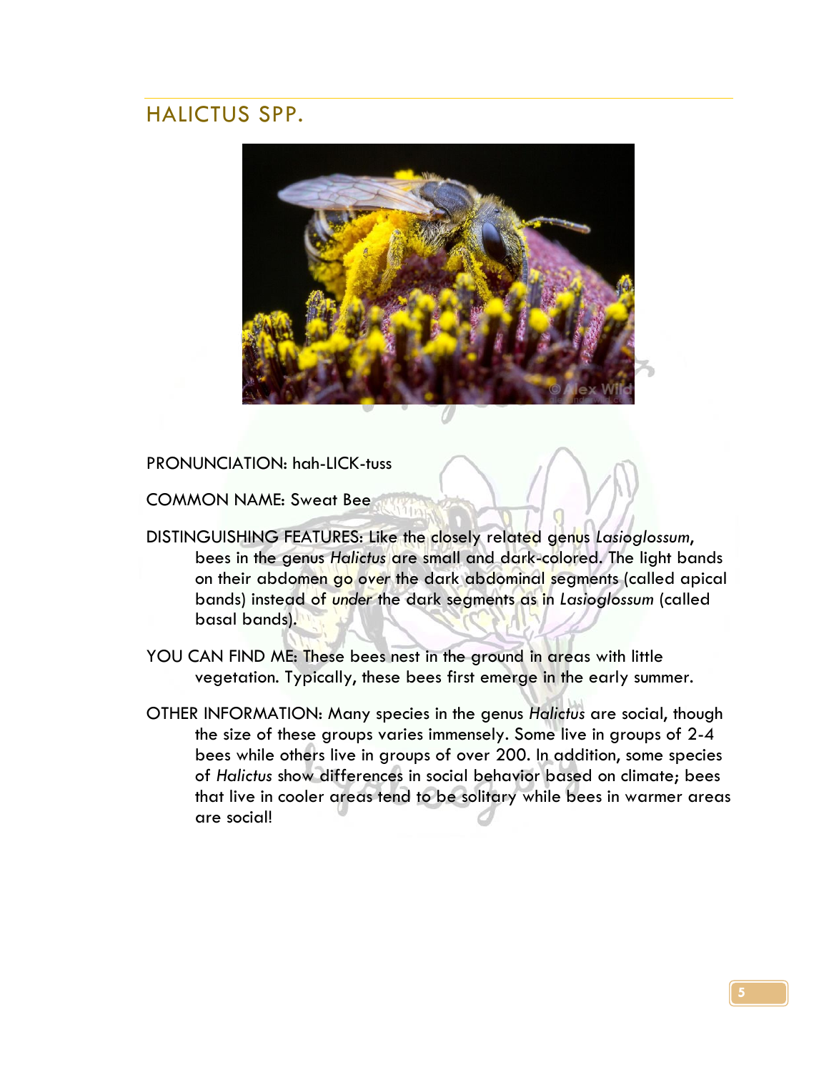## HALICTUS SPP.

PRONUNCIATION: hah-LICK-tuss

COMMON NAME: Sweat Bee

DISTINGUISHING FEATURES: Like the closely related genus *Lasioglossum*, bees in the genus *Halictus* are small and dark-colored. The light bands on their abdomen go *over* the dark abdominal segments (called apical bands) instead of *under* the dark segments as in *Lasioglossum* (called basal bands).

YOU CAN FIND ME: These bees nest in the ground in areas with little vegetation. Typically, these bees first emerge in the early summer.

OTHER INFORMATION: Many species in the genus *Halictus* are social, though the size of these groups varies immensely. Some live in groups of 2-4 bees while others live in groups of over 200. In addition, some species of *Halictus* show differences in social behavior based on climate; bees that live in cooler areas tend to be solitary while bees in warmer areas are social!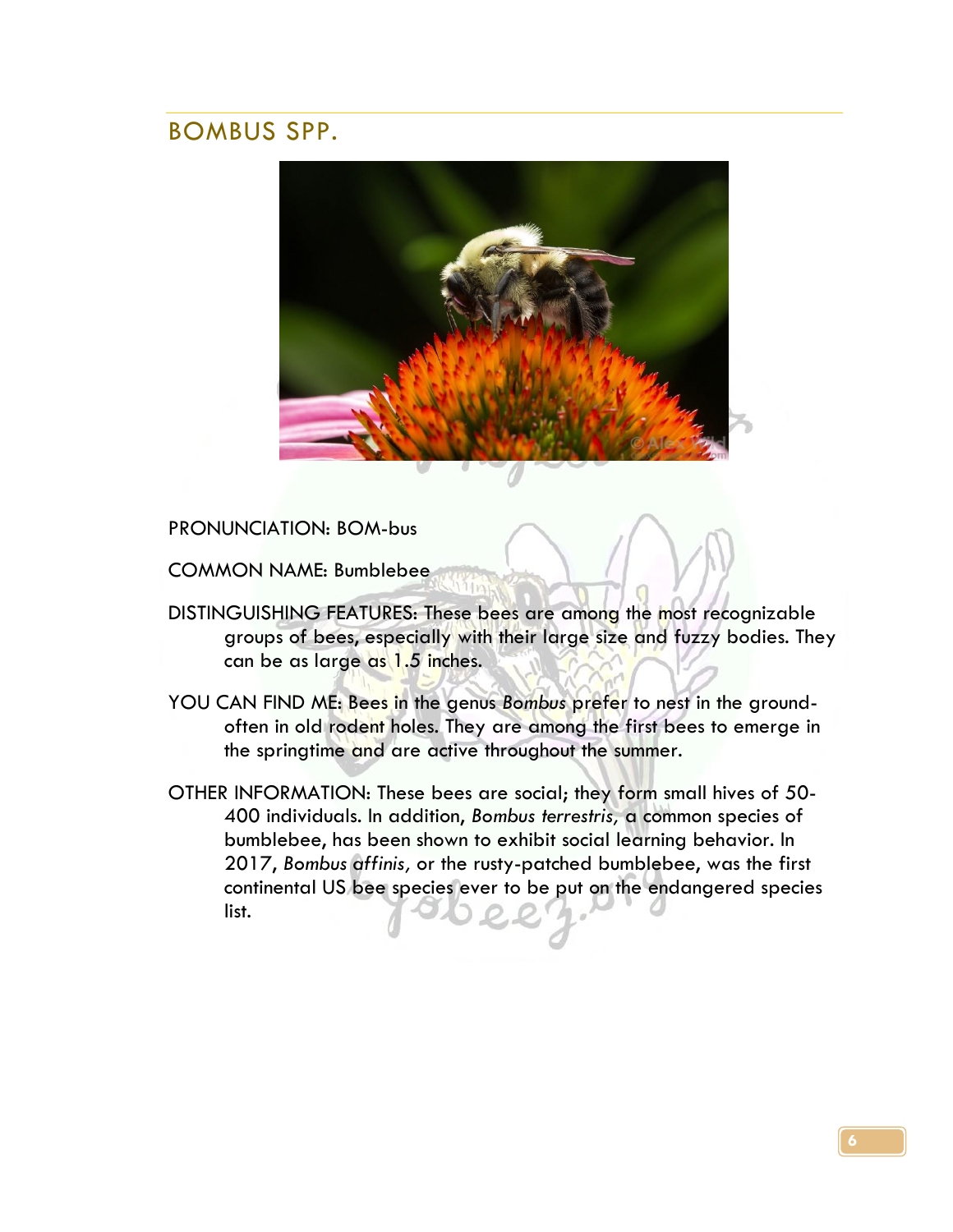## BOMBUS SPP.

PRONUNCIATION: BOM-bus

COMMON NAME: Bumblebee

DISTINGUISHING FEATURES: These bees are among the most recognizable groups of bees, especially with their large size and fuzzy bodies. They can be as large as 1.5 inches.

YOU CAN FIND ME: Bees in the genus *Bombus* prefer to nest in the ground- often in old rodent holes. They are among the first bees to emerge in the springtime and are active throughout the summer.

OTHER INFORMATION: These bees are social; they form small hives of 50-400 individuals. In addition, *Bombus terrestris,* a common species of bumblebee, has been shown to exhibit social learning behavior. In 2017, *Bombus affinis,* or the rusty-patched bumblebee, was the first continental US bee species ever to be put on the endangered species list.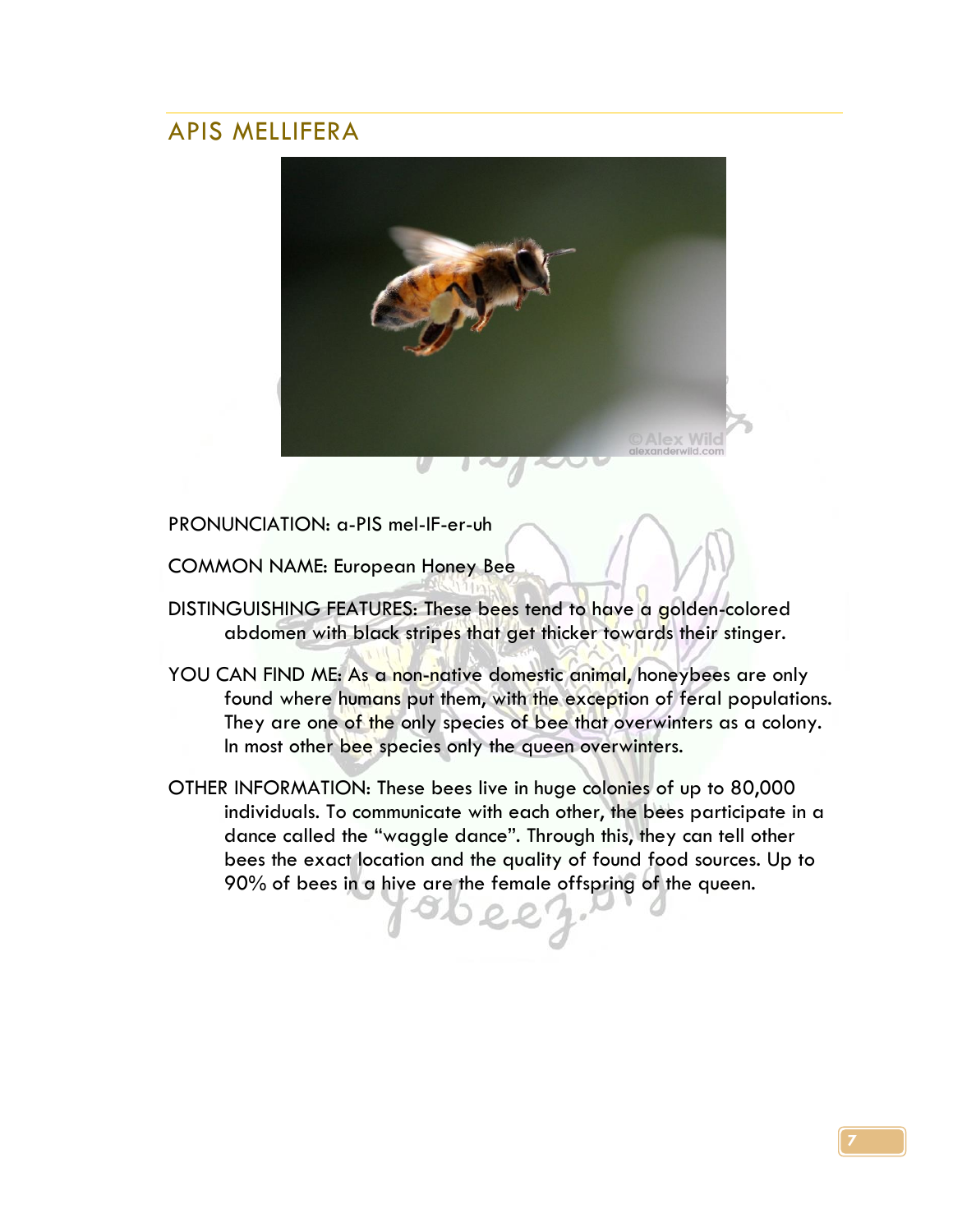## APIS MELLIFERA

PRONUNCIATION: a-PIS mel-IF-er-uh

COMMON NAME: European Honey Bee

DISTINGUISHING FEATURES: These bees tend to have a golden-colored abdomen with black stripes that get thicker towards their stinger.

YOU CAN FIND ME: As a non-native domestic animal, honeybees are only found where humans put them, with the exception of feral populations. They are one of the only species of bee that overwinters as a colony. In most other bee species only the queen overwinters.

OTHER INFORMATION: These bees live in huge colonies of up to 80,000 individuals. To communicate with each other, the bees participate in a dance called the "waggle dance". Through this, they can tell other bees the exact location and the quality of found food sources. Up to 90% of bees in a hive are the female offspring of the queen.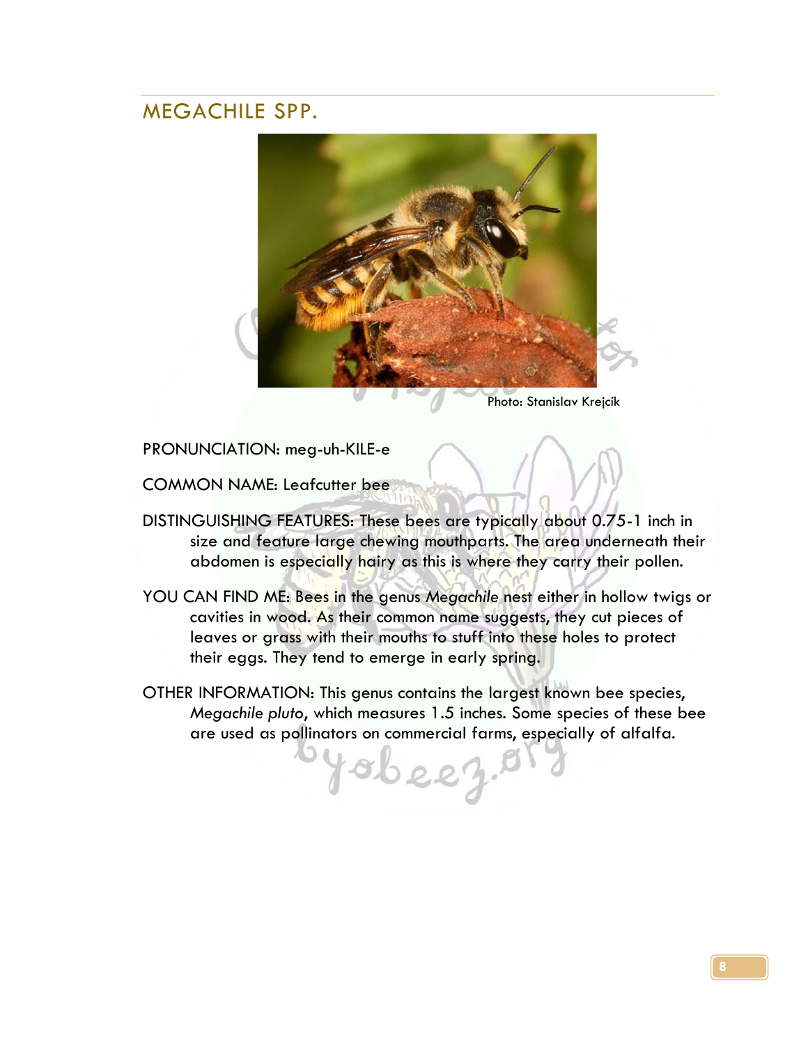## MEGACHILE SPP.

Photo: Stanislav Krejcík

PRONUNCIATION: meg-uh-KILE-e

COMMON NAME: Leafcutter bee

DISTINGUISHING FEATURES: These bees are typically about 0.75-1 inch in size and feature large chewing mouthparts. The area underneath their abdomen is especially hairy as this is where they carry their pollen.

YOU CAN FIND ME: Bees in the genus *Megachile* nest either in hollow twigs or cavities in wood. As their common name suggests, they cut pieces of leaves or grass with their mouths to stuff into these holes to protect their eggs. They tend to emerge in early spring.

OTHER INFORMATION: This genus contains the largest known bee species, *Megachile pluto*, which measures 1.5 inches. Some species of these bee are used as pollinators on commercial farms, especially of alfalfa.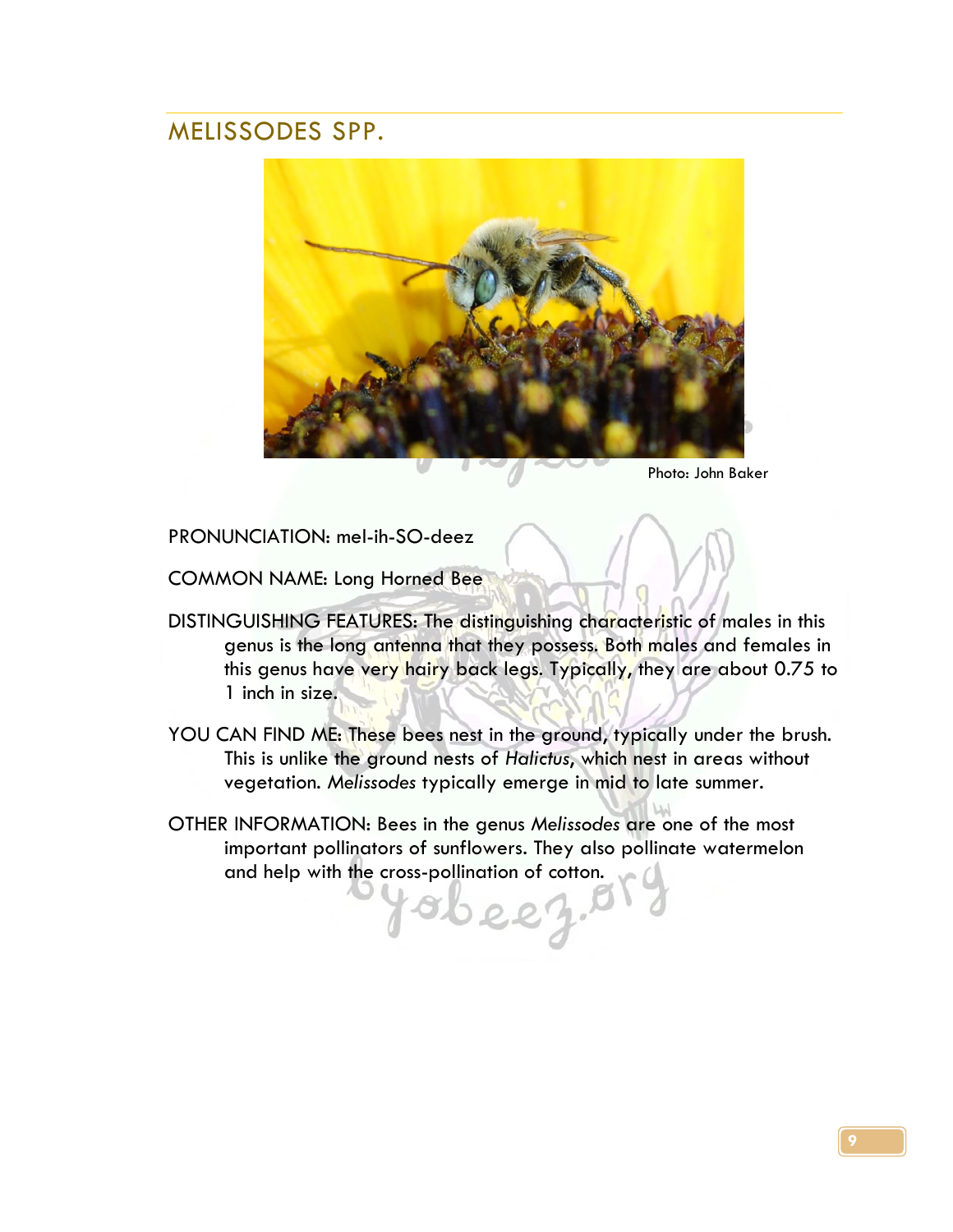## MELISSODES SPP.

Photo: John Baker

PRONUNCIATION: mel-ih-SO-deez

COMMON NAME: Long Horned Bee

DISTINGUISHING FEATURES: The distinguishing characteristic of males in this genus is the long antenna that they possess. Both males and females in this genus have very hairy back legs. Typically, they are about 0.75 to 1 inch in size.

YOU CAN FIND ME: These bees nest in the ground, typically under the brush. This is unlike the ground nests of *Halictus*, which nest in areas without vegetation. *Melissodes* typically emerge in mid to late summer.

OTHER INFORMATION: Bees in the genus *Melissodes* are one of the most important pollinators of sunflowers. They also pollinate watermelon and help with the cross-pollination of cotton.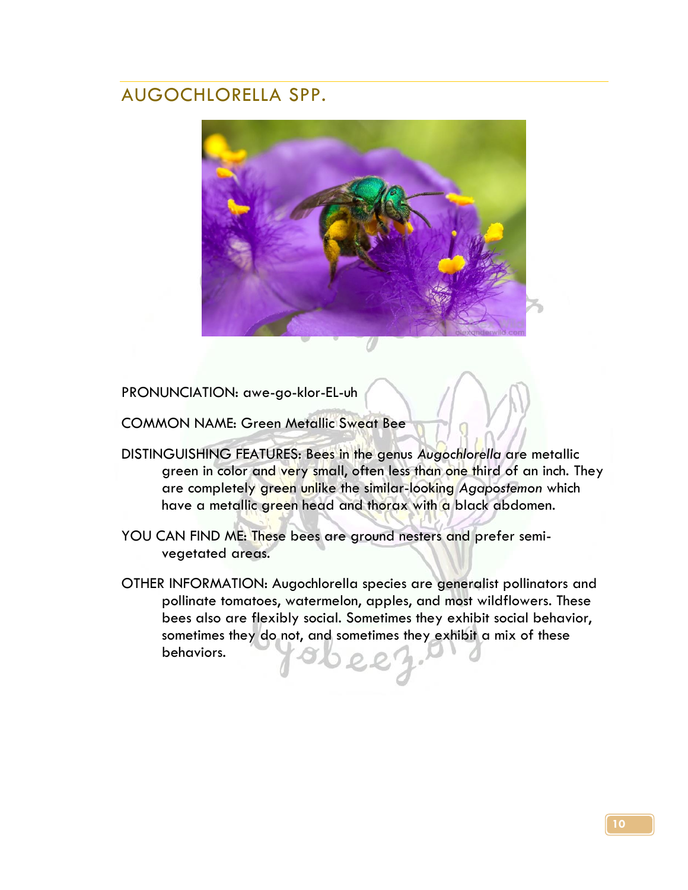## AUGOCHLORELLA SPP.

PRONUNCIATION: awe-go-klor-EL-uh

COMMON NAME: Green Metallic Sweat Bee

DISTINGUISHING FEATURES: Bees in the genus *Augochlorella* are metallic green in color and very small, often less than one third of an inch. They are completely green unlike the similar-looking *Agapostemon* which have a metallic green head and thorax with a black abdomen.

YOU CAN FIND ME: These bees are ground nesters and prefer semi-vegetated areas.

OTHER INFORMATION: Augochlorella species are generalist pollinators and pollinate tomatoes, watermelon, apples, and most wildflowers. These bees also are flexibly social. Sometimes they exhibit social behavior, sometimes they do not, and sometimes they exhibit a mix of these behaviors.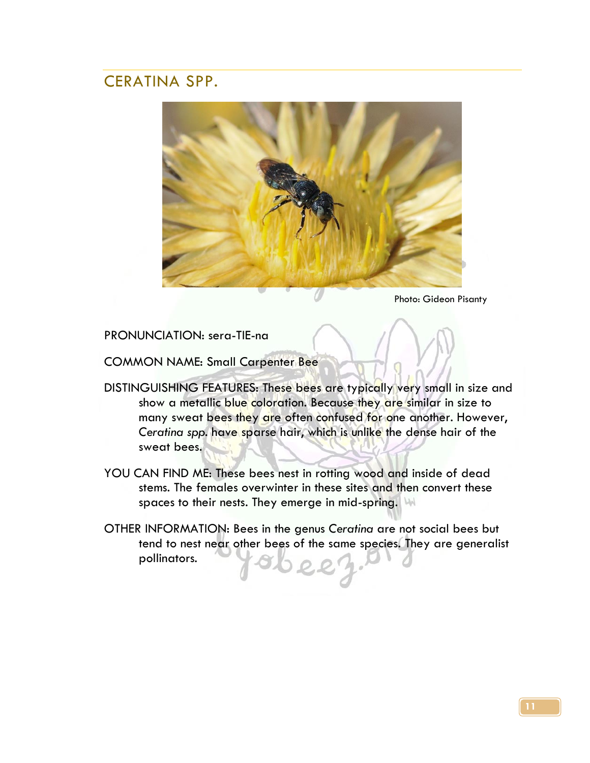## CERATINA SPP.

Photo: Gideon Pisanty

PRONUNCIATION: sera-TIE-na

COMMON NAME: Small Carpenter Bee

DISTINGUISHING FEATURES: These bees are typically very small in size and show a metallic blue coloration. Because they are similar in size to many sweat bees they are often confused for one another. However, *Ceratina spp.* have sparse hair, which is unlike the dense hair of the sweat bees.

YOU CAN FIND ME: These bees nest in rotting wood and inside of dead stems. The females overwinter in these sites and then convert these spaces to their nests. They emerge in mid-spring.

OTHER INFORMATION: Bees in the genus *Ceratina* are not social bees but tend to nest near other bees of the same species. They are generalist pollinators.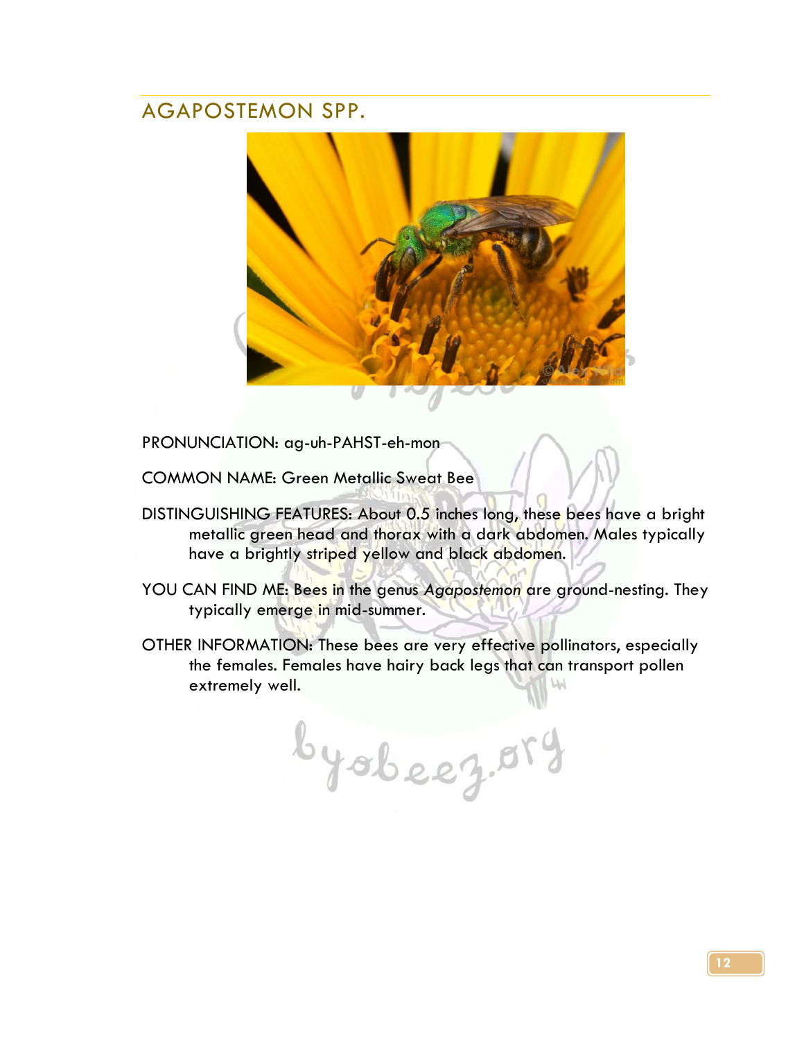## AGAPOSTEMON SPP.

PRONUNCIATION: ag-uh-PAHST-eh-mon

COMMON NAME: Green Metallic Sweat Bee

DISTINGUISHING FEATURES: About 0.5 inches long, these bees have a bright metallic green head and thorax with a dark abdomen. Males typically have a brightly striped yellow and black abdomen.

YOU CAN FIND ME: Bees in the genus *Agapostemon* are ground-nesting. They typically emerge in mid-summer.

OTHER INFORMATION: These bees are very effective pollinators, especially the females. Females have hairy back legs that can transport pollen extremely well.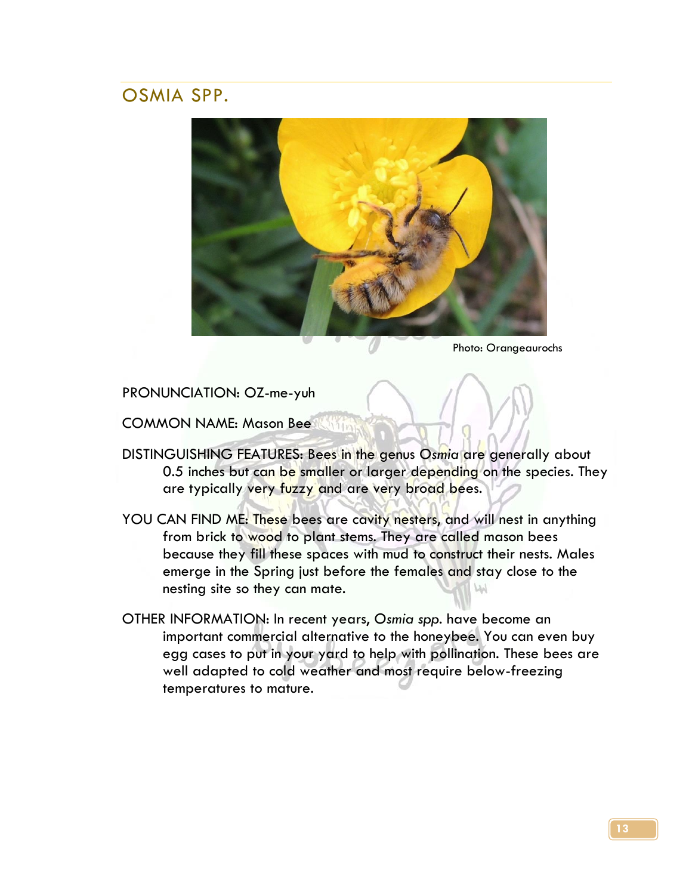## OSMIA SPP.

Photo: Orangeaurochs

PRONUNCIATION: OZ-me-yuh

COMMON NAME: Mason Bee

DISTINGUISHING FEATURES: Bees in the genus O*smia* are generally about 0.5 inches but can be smaller or larger depending on the species. They are typically very fuzzy and are very broad bees.

YOU CAN FIND ME: These bees are cavity nesters, and will nest in anything from brick to wood to plant stems. They are called mason bees because they fill these spaces with mud to construct their nests. Males emerge in the Spring just before the females and stay close to the nesting site so they can mate.

OTHER INFORMATION: In recent years, O*smia spp*. have become an important commercial alternative to the honeybee. You can even buy egg cases to put in your yard to help with pollination. These bees are well adapted to cold weather and most require below-freezing temperatures to mature.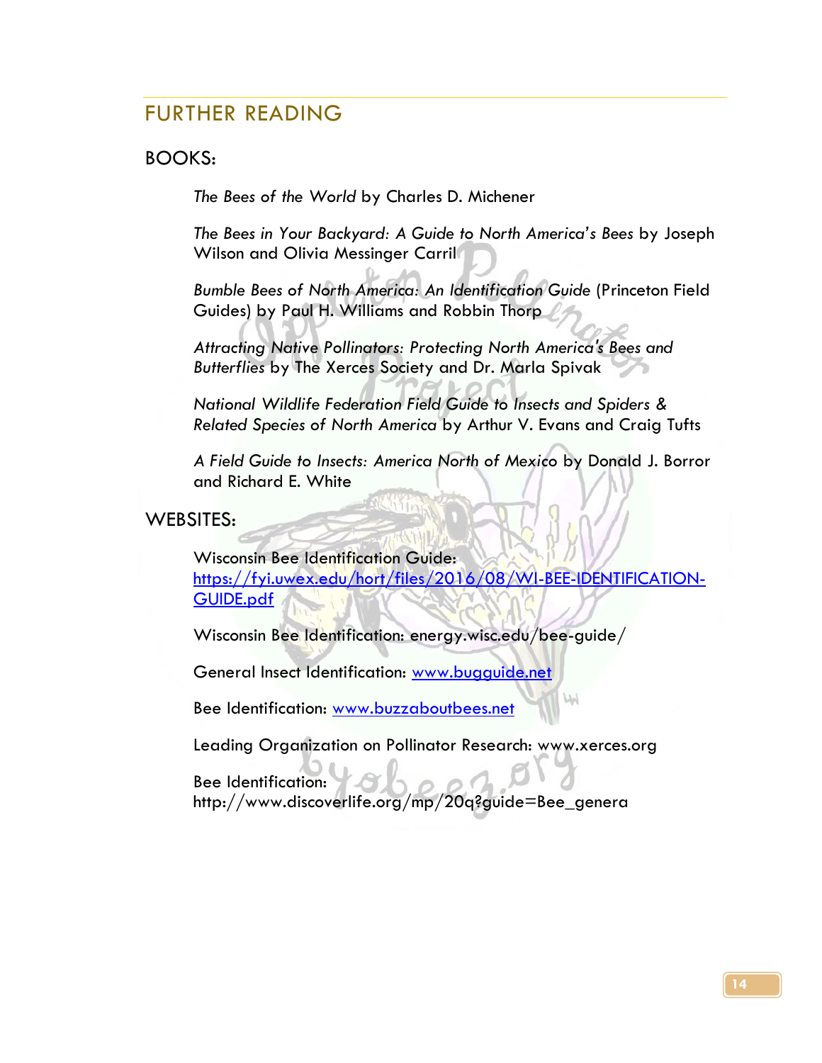## FURTHER READING

### BOOKS:

*The Bees of the World* by Charles D. Michener

*The Bees in Your Backyard: A Guide to North America's Bees* by Joseph Wilson and Olivia Messinger Carril

*Bumble Bees of North America: An Identification Guide* (Princeton Field Guides) by Paul H. Williams and Robbin Thorp

*Attracting Native Pollinators: Protecting North America's Bees and Butterflies* by The Xerces Society and Dr. Marla Spivak

*National Wildlife Federation Field Guide to Insects and Spiders & Related Species of North America* by Arthur V. Evans and Craig Tufts

*A Field Guide to Insects: America North of Mexico* by Donald J. Borror and Richard E. White

### WEBSITES:

Wisconsin Bee Identification Guide: [https://fyi.uwex.edu/hort/files/2016/08/WI-BEE-IDENTIFICATION-GUIDE.pdf](https://fyi.uwex.edu/hort/files/2016/08/WI-BEE-IDENTIFICATION-GUIDE.pdf)

Wisconsin Bee Identification: energy.wisc.edu/bee-guide/

General Insect Identification: [www.bugguide.net](www.bugguide.net)

Bee Identification: [www.buzzaboutbees.net](www.buzzaboutbees.net)

Leading Organization on Pollinator Research: www.xerces.org

Bee Identification: http://www.discoverlife.org/mp/20q?guide=Bee_genera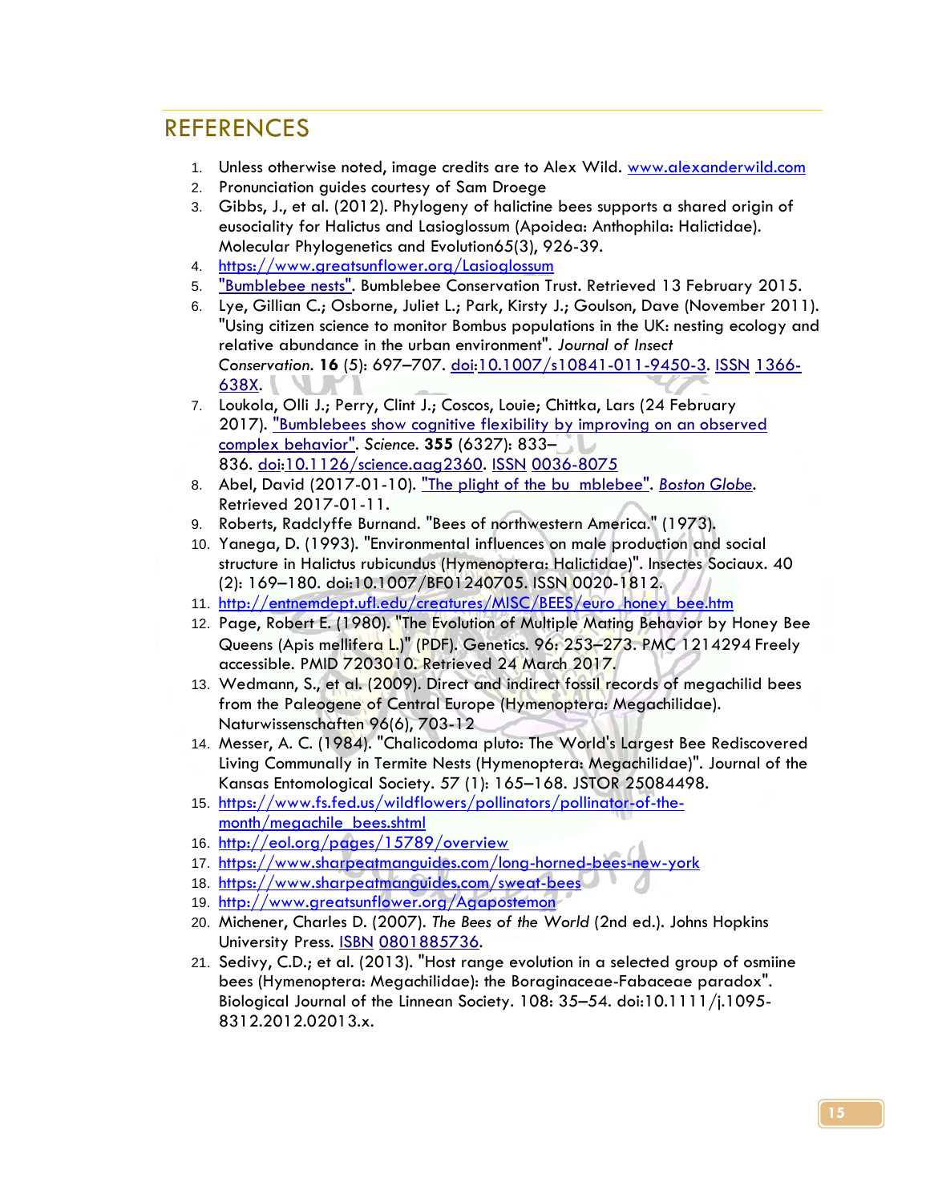## REFERENCES

1. Unless otherwise noted, image credits are to Alex Wild. www.alexanderwild.com
2. Pronunciation guides courtesy of Sam Droege
3. Gibbs, J., et al. (2012). Phylogeny of halictine bees supports a shared origin of eusociality for Halictus and Lasioglossum (Apoidea: Anthophila: Halictidae). Molecular Phylogenetics and Evolution65(3), 926-39.
4. https://www.greatsunflower.org/Lasioglossum
5. "Bumblebee nests". Bumblebee Conservation Trust. Retrieved 13 February 2015.
6. Lye, Gillian C.; Osborne, Juliet L.; Park, Kirsty J.; Goulson, Dave (November 2011). "Using citizen science to monitor Bombus populations in the UK: nesting ecology and relative abundance in the urban environment". *Journal of Insect Conservation*. **16** (5): 697–707. doi:10.1007/s10841-011-9450-3. ISSN 1366-638X.
7. Loukola, Olli J.; Perry, Clint J.; Coscos, Louie; Chittka, Lars (24 February 2017). "Bumblebees show cognitive flexibility by improving on an observed complex behavior". *Science*. **355** (6327): 833–836. doi:10.1126/science.aag2360. ISSN 0036-8075
8. Abel, David (2017-01-10). "The plight of the bu mblebee". *Boston Globe*. Retrieved 2017-01-11.
9. Roberts, Radclyffe Burnand. "Bees of northwestern America." (1973).
10. Yanega, D. (1993). "Environmental influences on male production and social structure in Halictus rubicundus (Hymenoptera: Halictidae)". Insectes Sociaux. 40 (2): 169–180. doi:10.1007/BF01240705. ISSN 0020-1812.
11. http://entnemdept.ufl.edu/creatures/MISC/BEES/euro_honey_bee.htm
12. Page, Robert E. (1980). "The Evolution of Multiple Mating Behavior by Honey Bee Queens (Apis mellifera L.)" (PDF). Genetics. 96: 253–273. PMC 1214294 Freely accessible. PMID 7203010. Retrieved 24 March 2017.
13. Wedmann, S., et al. (2009). Direct and indirect fossil records of megachilid bees from the Paleogene of Central Europe (Hymenoptera: Megachilidae). Naturwissenschaften 96(6), 703-12
14. Messer, A. C. (1984). "Chalicodoma pluto: The World's Largest Bee Rediscovered Living Communally in Termite Nests (Hymenoptera: Megachilidae)". Journal of the Kansas Entomological Society. 57 (1): 165–168. JSTOR 25084498.
15. https://www.fs.fed.us/wildflowers/pollinators/pollinator-of-the-month/megachile_bees.shtml
16. http://eol.org/pages/15789/overview
17. https://www.sharpeatmanguides.com/long-horned-bees-new-york
18. https://www.sharpeatmanguides.com/sweat-bees
19. http://www.greatsunflower.org/Agapostemon
20. Michener, Charles D. (2007). *The Bees of the World* (2nd ed.). Johns Hopkins University Press. ISBN 0801885736.
21. Sedivy, C.D.; et al. (2013). "Host range evolution in a selected group of osmiine bees (Hymenoptera: Megachilidae): the Boraginaceae-Fabaceae paradox". Biological Journal of the Linnean Society. 108: 35–54. doi:10.1111/j.1095-8312.2012.02013.x.